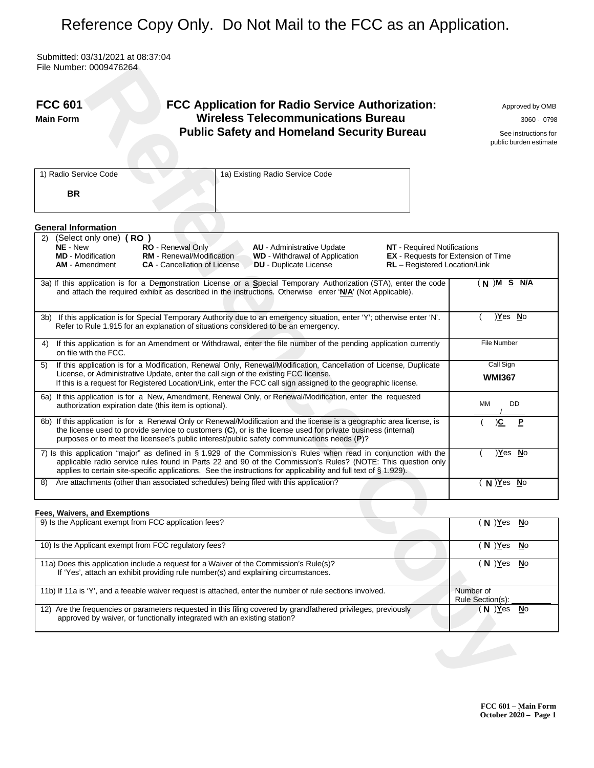# Reference Copy Only. Do Not Mail to the FCC as an Application.

Submitted: 03/31/2021 at 08:37:04
File Number: 0009476264

**FCC 601** **FCC Application for Radio Service Authorization:**
**Main Form** **Wireless Telecommunications Bureau**
**Public Safety and Homeland Security Bureau**

Approved by OMB
3060 - 0798
See instructions for public burden estimate

| 1) Radio Service Code | 1a) Existing Radio Service Code |
|---|---|
| **BR** | |

**General Information**

2) (Select only one) **( RO )**

| | | | |
|---|---|---|---|
| **NE** - New | **RO** - Renewal Only | **AU** - Administrative Update | **NT** - Required Notifications |
| **MD** - Modification | **RM** - Renewal/Modification | **WD** - Withdrawal of Application | **EX** - Requests for Extension of Time |
| **AM** - Amendment | **CA** - Cancellation of License | **DU** - Duplicate License | **RL** – Registered Location/Link |

| | |
|---|---|
| 3a) If this application is for a De**m**onstration License or a **S**pecial Temporary Authorization (STA), enter the code and attach the required exhibit as described in the instructions. Otherwise enter '**N/A**' (Not Applicable). | ( **N** )**M** **S** **N/A** |
| 3b) If this application is for Special Temporary Authority due to an emergency situation, enter 'Y'; otherwise enter 'N'. Refer to Rule 1.915 for an explanation of situations considered to be an emergency. | ( )**Y**es **N**o |
| 4) If this application is for an Amendment or Withdrawal, enter the file number of the pending application currently on file with the FCC. | File Number |
| 5) If this application is for a Modification, Renewal Only, Renewal/Modification, Cancellation of License, Duplicate License, or Administrative Update, enter the call sign of the existing FCC license. If this is a request for Registered Location/Link, enter the FCC call sign assigned to the geographic license. | Call Sign **WMI367** |
| 6a) If this application is for a New, Amendment, Renewal Only, or Renewal/Modification, enter the requested authorization expiration date (this item is optional). | MM / DD |
| 6b) If this application is for a Renewal Only or Renewal/Modification and the license is a geographic area license, is the license used to provide service to customers (**C**), or is the license used for private business (internal) purposes or to meet the licensee's public interest/public safety communications needs (**P**)? | ( )**C** **P** |
| 7) Is this application "major" as defined in § 1.929 of the Commission's Rules when read in conjunction with the applicable radio service rules found in Parts 22 and 90 of the Commission's Rules? (NOTE: This question only applies to certain site-specific applications. See the instructions for applicability and full text of § 1.929). | ( )**Y**es **N**o |
| 8) Are attachments (other than associated schedules) being filed with this application? | ( **N** )**Y**es **N**o |

**Fees, Waivers, and Exemptions**

| | |
|---|---|
| 9) Is the Applicant exempt from FCC application fees? | ( **N** )**Y**es **N**o |
| 10) Is the Applicant exempt from FCC regulatory fees? | ( **N** )**Y**es **N**o |
| 11a) Does this application include a request for a Waiver of the Commission's Rule(s)? If 'Yes', attach an exhibit providing rule number(s) and explaining circumstances. | ( **N** )**Y**es **N**o |
| 11b) If 11a is 'Y', and a feeable waiver request is attached, enter the number of rule sections involved. | Number of Rule Section(s): ________ |
| 12) Are the frequencies or parameters requested in this filing covered by grandfathered privileges, previously approved by waiver, or functionally integrated with an existing station? | ( **N** )**Y**es **N**o |

**FCC 601 – Main Form**
**October 2020 – Page 1**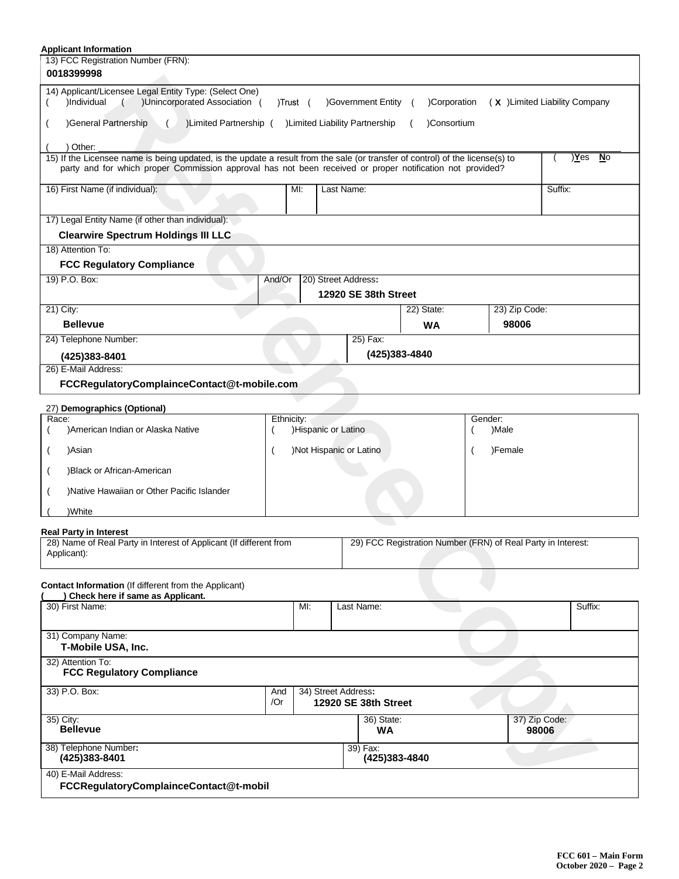**Applicant Information**

13) FCC Registration Number (FRN):
**0018399998**

14) Applicant/Licensee Legal Entity Type: (Select One)
( )Individual ( )Unincorporated Association ( )Trust ( )Government Entity ( )Corporation ( **X** )Limited Liability Company
( )General Partnership ( )Limited Partnership ( )Limited Liability Partnership ( )Consortium
( ) Other:

15) If the Licensee name is being updated, is the update a result from the sale (or transfer of control) of the license(s) to party and for which proper Commission approval has not been received or proper notification not provided? ( )Yes No

| 16) First Name (if individual): | MI: | Last Name: | Suffix: |
|---|---|---|---|
| | | | |

17) Legal Entity Name (if other than individual):
**Clearwire Spectrum Holdings III LLC**

18) Attention To:
**FCC Regulatory Compliance**

| 19) P.O. Box: | And/Or | 20) Street Address: |
|---|---|---|
| | | **12920 SE 38th Street** |

| 21) City: | 22) State: | 23) Zip Code: |
|---|---|---|
| **Bellevue** | **WA** | **98006** |

| 24) Telephone Number: | 25) Fax: |
|---|---|
| **(425)383-8401** | **(425)383-4840** |

26) E-Mail Address:
**FCCRegulatoryComplainceContact@t-mobile.com**

27) **Demographics (Optional)**

| Race: | Ethnicity: | Gender: |
|---|---|---|
| ( )American Indian or Alaska Native | ( )Hispanic or Latino | ( )Male |
| ( )Asian | ( )Not Hispanic or Latino | ( )Female |
| ( )Black or African-American | | |
| ( )Native Hawaiian or Other Pacific Islander | | |
| ( )White | | |

**Real Party in Interest**

| 28) Name of Real Party in Interest of Applicant (If different from Applicant): | 29) FCC Registration Number (FRN) of Real Party in Interest: |
|---|---|
| | |

**Contact Information** (If different from the Applicant)
**( ) Check here if same as Applicant.**

| 30) First Name: | MI: | Last Name: | Suffix: |
|---|---|---|---|
| | | | |

31) Company Name:
**T-Mobile USA, Inc.**

32) Attention To:
**FCC Regulatory Compliance**

| 33) P.O. Box: | And /Or | 34) Street Address: |
|---|---|---|
| | | **12920 SE 38th Street** |

| 35) City: | 36) State: | 37) Zip Code: |
|---|---|---|
| **Bellevue** | **WA** | **98006** |

| 38) Telephone Number: | 39) Fax: |
|---|---|
| **(425)383-8401** | **(425)383-4840** |

40) E-Mail Address:
**FCCRegulatoryComplainceContact@t-mobil**

FCC 601 – Main Form
October 2020 – Page 2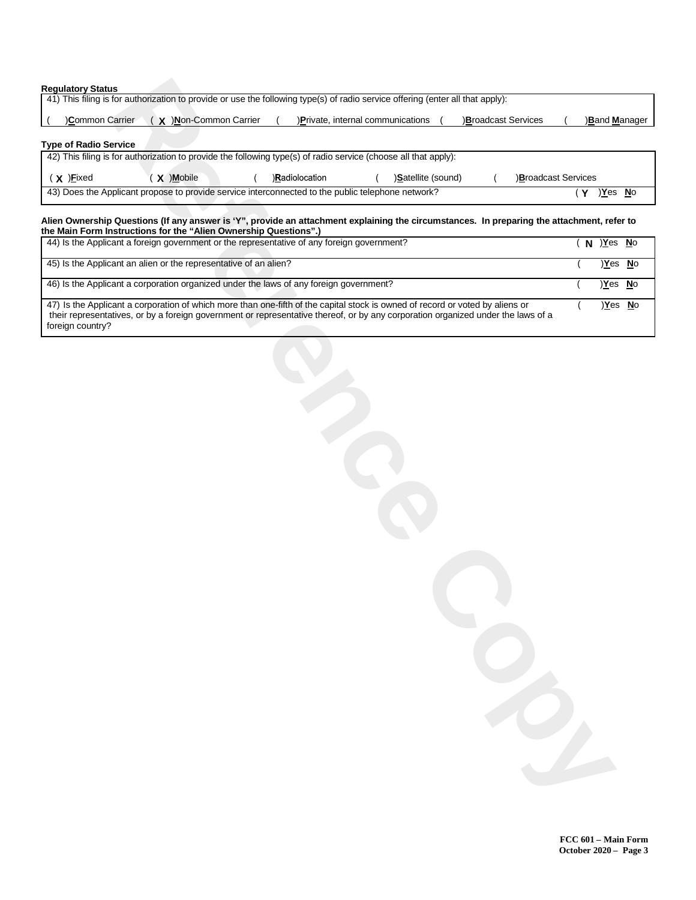**Regulatory Status**

| |
|---|
| 41) This filing is for authorization to provide or use the following type(s) of radio service offering (enter all that apply): |
| (  )**C**ommon Carrier   ( X )**N**on-Common Carrier   (  )**P**rivate, internal communications   (  )**B**roadcast Services   (  )**B**and **M**anager |

**Type of Radio Service**

| | |
|---|---|
| 42) This filing is for authorization to provide the following type(s) of radio service (choose all that apply): | |
| ( X )**F**ixed   ( X )**M**obile   (  )**R**adiolocation   (  )**S**atellite (sound)   (  )**B**roadcast Services | |
| 43) Does the Applicant propose to provide service interconnected to the public telephone network? | ( Y )**Y**es **N**o |

**Alien Ownership Questions (If any answer is 'Y", provide an attachment explaining the circumstances. In preparing the attachment, refer to the Main Form Instructions for the "Alien Ownership Questions".)**

| | |
|---|---|
| 44) Is the Applicant a foreign government or the representative of any foreign government? | ( N )**Y**es **N**o |
| 45) Is the Applicant an alien or the representative of an alien? | (  )**Y**es **N**o |
| 46) Is the Applicant a corporation organized under the laws of any foreign government? | (  )**Y**es **N**o |
| 47) Is the Applicant a corporation of which more than one-fifth of the capital stock is owned of record or voted by aliens or their representatives, or by a foreign government or representative thereof, or by any corporation organized under the laws of a foreign country? | (  )**Y**es **N**o |

**FCC 601 – Main Form**
**October 2020**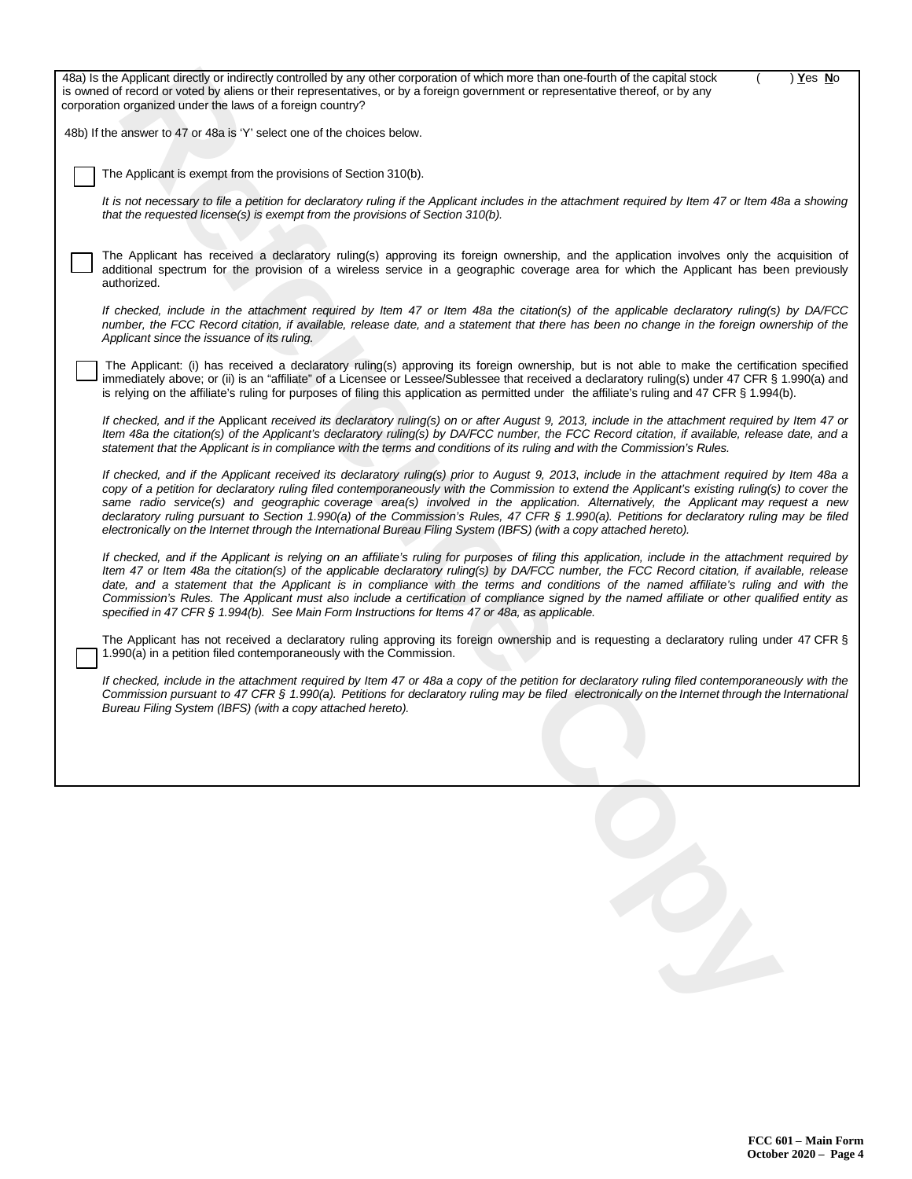48a) Is the Applicant directly or indirectly controlled by any other corporation of which more than one-fourth of the capital stock is owned of record or voted by aliens or their representatives, or by a foreign government or representative thereof, or by any corporation organized under the laws of a foreign country? ( ) **Y**es **N**o

48b) If the answer to 47 or 48a is 'Y' select one of the choices below.

☐ The Applicant is exempt from the provisions of Section 310(b).

*It is not necessary to file a petition for declaratory ruling if the Applicant includes in the attachment required by Item 47 or Item 48a a showing that the requested license(s) is exempt from the provisions of Section 310(b).*

☐ The Applicant has received a declaratory ruling(s) approving its foreign ownership, and the application involves only the acquisition of additional spectrum for the provision of a wireless service in a geographic coverage area for which the Applicant has been previously authorized.

*If checked, include in the attachment required by Item 47 or Item 48a the citation(s) of the applicable declaratory ruling(s) by DA/FCC number, the FCC Record citation, if available, release date, and a statement that there has been no change in the foreign ownership of the Applicant since the issuance of its ruling.*

☐ The Applicant: (i) has received a declaratory ruling(s) approving its foreign ownership, but is not able to make the certification specified immediately above; or (ii) is an "affiliate" of a Licensee or Lessee/Sublessee that received a declaratory ruling(s) under 47 CFR § 1.990(a) and is relying on the affiliate's ruling for purposes of filing this application as permitted under the affiliate's ruling and 47 CFR § 1.994(b).

*If checked, and if the* Applicant *received its declaratory ruling(s) on or after August 9, 2013, include in the attachment required by Item 47 or Item 48a the citation(s) of the Applicant's declaratory ruling(s) by DA/FCC number, the FCC Record citation, if available, release date, and a statement that the Applicant is in compliance with the terms and conditions of its ruling and with the Commission's Rules.*

*If checked, and if the Applicant received its declaratory ruling(s) prior to August 9, 2013, include in the attachment required by Item 48a a copy of a petition for declaratory ruling filed contemporaneously with the Commission to extend the Applicant's existing ruling(s) to cover the same radio service(s) and geographic coverage area(s) involved in the application. Alternatively, the Applicant may request a new declaratory ruling pursuant to Section 1.990(a) of the Commission's Rules, 47 CFR § 1.990(a). Petitions for declaratory ruling may be filed electronically on the Internet through the International Bureau Filing System (IBFS) (with a copy attached hereto).*

*If checked, and if the Applicant is relying on an affiliate's ruling for purposes of filing this application, include in the attachment required by Item 47 or Item 48a the citation(s) of the applicable declaratory ruling(s) by DA/FCC number, the FCC Record citation, if available, release date, and a statement that the Applicant is in compliance with the terms and conditions of the named affiliate's ruling and with the Commission's Rules. The Applicant must also include a certification of compliance signed by the named affiliate or other qualified entity as specified in 47 CFR § 1.994(b). See Main Form Instructions for Items 47 or 48a, as applicable.*

☐ The Applicant has not received a declaratory ruling approving its foreign ownership and is requesting a declaratory ruling under 47 CFR § 1.990(a) in a petition filed contemporaneously with the Commission.

*If checked, include in the attachment required by Item 47 or 48a a copy of the petition for declaratory ruling filed contemporaneously with the Commission pursuant to 47 CFR § 1.990(a). Petitions for declaratory ruling may be filed electronically on the Internet through the International Bureau Filing System (IBFS) (with a copy attached hereto).*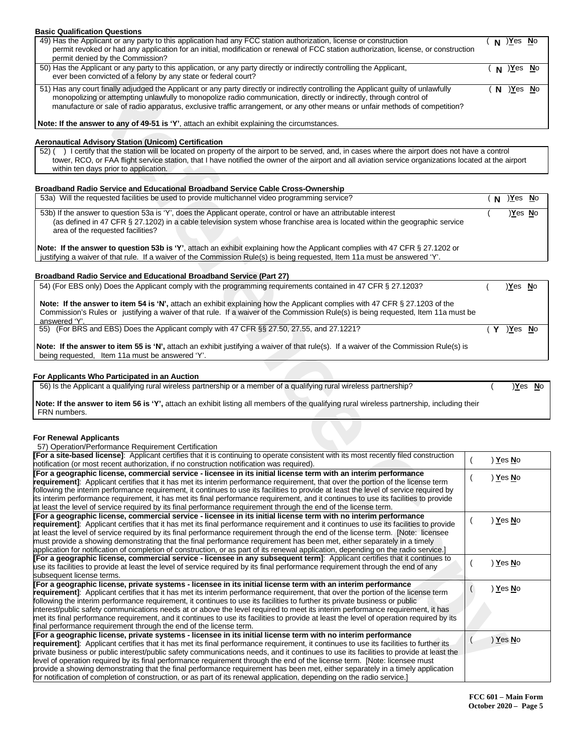**Basic Qualification Questions**

| | |
|---|---|
| 49) Has the Applicant or any party to this application had any FCC station authorization, license or construction permit revoked or had any application for an initial, modification or renewal of FCC station authorization, license, or construction permit denied by the Commission? | ( N )Yes No |
| 50) Has the Applicant or any party to this application, or any party directly or indirectly controlling the Applicant, ever been convicted of a felony by any state or federal court? | ( N )Yes No |
| 51) Has any court finally adjudged the Applicant or any party directly or indirectly controlling the Applicant guilty of unlawfully monopolizing or attempting unlawfully to monopolize radio communication, directly or indirectly, through control of manufacture or sale of radio apparatus, exclusive traffic arrangement, or any other means or unfair methods of competition? | ( N )Yes No |

**Note: If the answer to any of 49-51 is 'Y'**, attach an exhibit explaining the circumstances.

**Aeronautical Advisory Station (Unicom) Certification**

52) ( ) I certify that the station will be located on property of the airport to be served, and, in cases where the airport does not have a control tower, RCO, or FAA flight service station, that I have notified the owner of the airport and all aviation service organizations located at the airport within ten days prior to application.

**Broadband Radio Service and Educational Broadband Service Cable Cross-Ownership**

| | |
|---|---|
| 53a) Will the requested facilities be used to provide multichannel video programming service? | ( N )Yes No |
| 53b) If the answer to question 53a is 'Y', does the Applicant operate, control or have an attributable interest (as defined in 47 CFR § 27.1202) in a cable television system whose franchise area is located within the geographic service area of the requested facilities? | ( )Yes No |

**Note: If the answer to question 53b is 'Y'**, attach an exhibit explaining how the Applicant complies with 47 CFR § 27.1202 or justifying a waiver of that rule. If a waiver of the Commission Rule(s) is being requested, Item 11a must be answered 'Y'.

**Broadband Radio Service and Educational Broadband Service (Part 27)**

| | |
|---|---|
| 54) (For EBS only) Does the Applicant comply with the programming requirements contained in 47 CFR § 27.1203? | ( )Yes No |

**Note: If the answer to item 54 is 'N',** attach an exhibit explaining how the Applicant complies with 47 CFR § 27.1203 of the Commission's Rules or justifying a waiver of that rule. If a waiver of the Commission Rule(s) is being requested, Item 11a must be answered 'Y'.

| | |
|---|---|
| 55) (For BRS and EBS) Does the Applicant comply with 47 CFR §§ 27.50, 27.55, and 27.1221? | ( Y )Yes No |

**Note: If the answer to item 55 is 'N',** attach an exhibit justifying a waiver of that rule(s). If a waiver of the Commission Rule(s) is being requested, Item 11a must be answered 'Y'.

**For Applicants Who Participated in an Auction**

| | |
|---|---|
| 56) Is the Applicant a qualifying rural wireless partnership or a member of a qualifying rural wireless partnership? | ( )Yes No |

**Note: If the answer to item 56 is 'Y',** attach an exhibit listing all members of the qualifying rural wireless partnership, including their FRN numbers.

**For Renewal Applicants**

57) Operation/Performance Requirement Certification

| | |
|---|---|
| **[For a site-based license]**: Applicant certifies that it is continuing to operate consistent with its most recently filed construction notification (or most recent authorization, if no construction notification was required). | ( ) Yes No |
| **[For a geographic license, commercial service - licensee in its initial license term with an interim performance requirement]**: Applicant certifies that it has met its interim performance requirement, that over the portion of the license term following the interim performance requirement, it continues to use its facilities to provide at least the level of service required by its interim performance requirement, it has met its final performance requirement, and it continues to use its facilities to provide at least the level of service required by its final performance requirement through the end of the license term. | ( ) Yes No |
| **[For a geographic license, commercial service - licensee in its initial license term with no interim performance requirement]**: Applicant certifies that it has met its final performance requirement and it continues to use its facilities to provide at least the level of service required by its final performance requirement through the end of the license term. [Note: licensee must provide a showing demonstrating that the final performance requirement has been met, either separately in a timely application for notification of completion of construction, or as part of its renewal application, depending on the radio service.] | ( ) Yes No |
| **[For a geographic license, commercial service - licensee in any subsequent term]**: Applicant certifies that it continues to use its facilities to provide at least the level of service required by its final performance requirement through the end of any subsequent license terms. | ( ) Yes No |
| **[For a geographic license, private systems - licensee in its initial license term with an interim performance requirement]**: Applicant certifies that it has met its interim performance requirement, that over the portion of the license term following the interim performance requirement, it continues to use its facilities to further its private business or public interest/public safety communications needs at or above the level required to meet its interim performance requirement, it has met its final performance requirement, and it continues to use its facilities to provide at least the level of operation required by its final performance requirement through the end of the license term. | ( ) Yes No |
| **[For a geographic license, private systems - licensee in its initial license term with no interim performance requirement]**: Applicant certifies that it has met its final performance requirement, it continues to use its facilities to further its private business or public interest/public safety communications needs, and it continues to use its facilities to provide at least the level of operation required by its final performance requirement through the end of the license term. [Note: licensee must provide a showing demonstrating that the final performance requirement has been met, either separately in a timely application for notification of completion of construction, or as part of its renewal application, depending on the radio service.] | ( ) Yes No |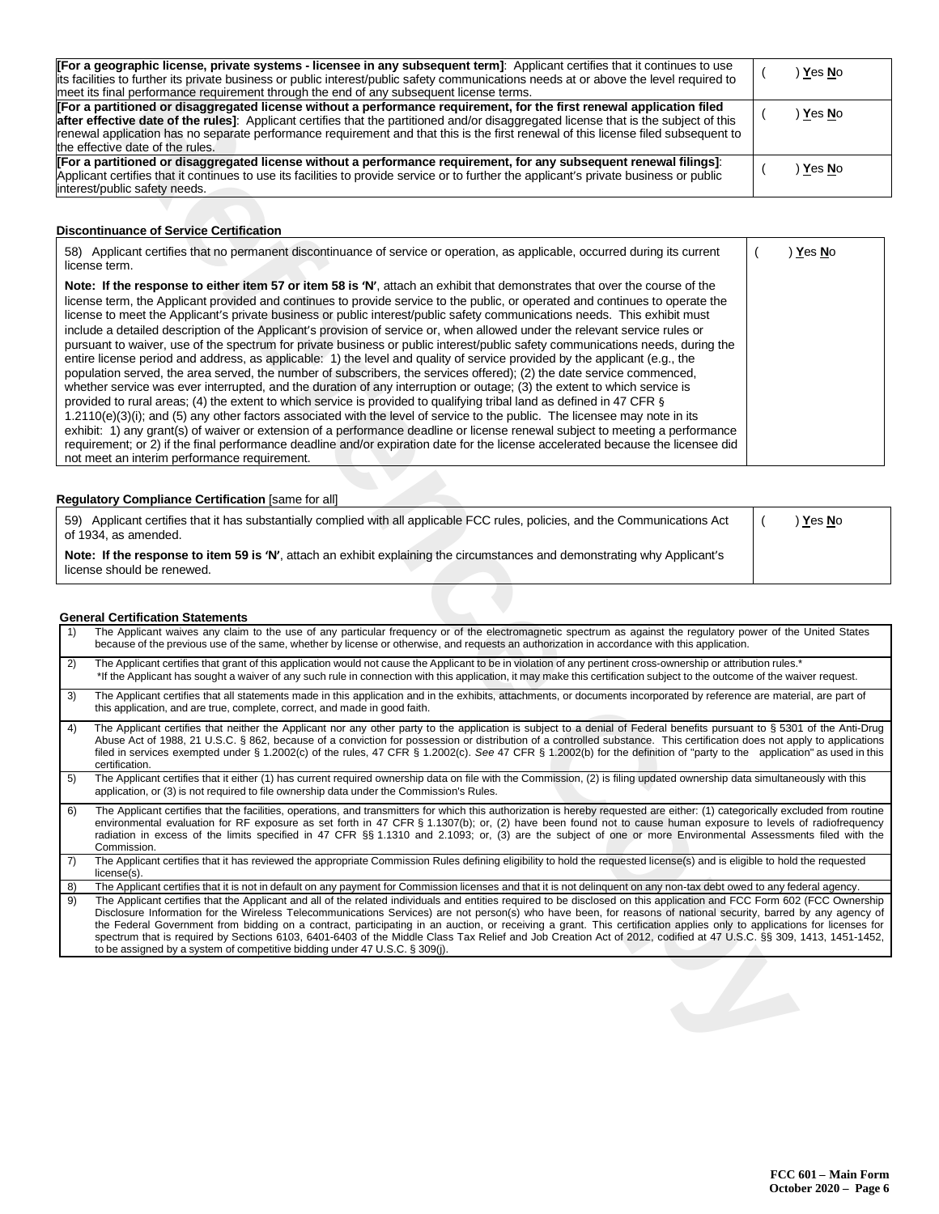| | |
|---|---|
| **[For a geographic license, private systems - licensee in any subsequent term]**: Applicant certifies that it continues to use its facilities to further its private business or public interest/public safety communications needs at or above the level required to meet its final performance requirement through the end of any subsequent license terms. | ( ) **Y**es **N**o |
| **[For a partitioned or disaggregated license without a performance requirement, for the first renewal application filed after effective date of the rules]**: Applicant certifies that the partitioned and/or disaggregated license that is the subject of this renewal application has no separate performance requirement and that this is the first renewal of this license filed subsequent to the effective date of the rules. | ( ) **Y**es **N**o |
| **[For a partitioned or disaggregated license without a performance requirement, for any subsequent renewal filings]**: Applicant certifies that it continues to use its facilities to provide service or to further the applicant's private business or public interest/public safety needs. | ( ) **Y**es **N**o |

**Discontinuance of Service Certification**

| | |
|---|---|
| 58) Applicant certifies that no permanent discontinuance of service or operation, as applicable, occurred during its current license term. | ( ) **Y**es **N**o |
| **Note: If the response to either item 57 or item 58 is 'N'**, attach an exhibit that demonstrates that over the course of the license term, the Applicant provided and continues to provide service to the public, or operated and continues to operate the license to meet the Applicant's private business or public interest/public safety communications needs. This exhibit must include a detailed description of the Applicant's provision of service or, when allowed under the relevant service rules or pursuant to waiver, use of the spectrum for private business or public interest/public safety communications needs, during the entire license period and address, as applicable: 1) the level and quality of service provided by the applicant (e.g., the population served, the area served, the number of subscribers, the services offered); (2) the date service commenced, whether service was ever interrupted, and the duration of any interruption or outage; (3) the extent to which service is provided to rural areas; (4) the extent to which service is provided to qualifying tribal land as defined in 47 CFR § 1.2110(e)(3)(i); and (5) any other factors associated with the level of service to the public. The licensee may note in its exhibit: 1) any grant(s) of waiver or extension of a performance deadline or license renewal subject to meeting a performance requirement; or 2) if the final performance deadline and/or expiration date for the license accelerated because the licensee did not meet an interim performance requirement. | |

**Regulatory Compliance Certification** [same for all]

| | |
|---|---|
| 59) Applicant certifies that it has substantially complied with all applicable FCC rules, policies, and the Communications Act of 1934, as amended. | ( ) **Y**es **N**o |
| **Note: If the response to item 59 is 'N'**, attach an exhibit explaining the circumstances and demonstrating why Applicant's license should be renewed. | |

**General Certification Statements**

| | |
|---|---|
| 1) | The Applicant waives any claim to the use of any particular frequency or of the electromagnetic spectrum as against the regulatory power of the United States because of the previous use of the same, whether by license or otherwise, and requests an authorization in accordance with this application. |
| 2) | The Applicant certifies that grant of this application would not cause the Applicant to be in violation of any pertinent cross-ownership or attribution rules.* *If the Applicant has sought a waiver of any such rule in connection with this application, it may make this certification subject to the outcome of the waiver request. |
| 3) | The Applicant certifies that all statements made in this application and in the exhibits, attachments, or documents incorporated by reference are material, are part of this application, and are true, complete, correct, and made in good faith. |
| 4) | The Applicant certifies that neither the Applicant nor any other party to the application is subject to a denial of Federal benefits pursuant to § 5301 of the Anti-Drug Abuse Act of 1988, 21 U.S.C. § 862, because of a conviction for possession or distribution of a controlled substance. This certification does not apply to applications filed in services exempted under § 1.2002(c) of the rules, 47 CFR § 1.2002(c). *See* 47 CFR § 1.2002(b) for the definition of "party to the application" as used in this certification. |
| 5) | The Applicant certifies that it either (1) has current required ownership data on file with the Commission, (2) is filing updated ownership data simultaneously with this application, or (3) is not required to file ownership data under the Commission's Rules. |
| 6) | The Applicant certifies that the facilities, operations, and transmitters for which this authorization is hereby requested are either: (1) categorically excluded from routine environmental evaluation for RF exposure as set forth in 47 CFR § 1.1307(b); or, (2) have been found not to cause human exposure to levels of radiofrequency radiation in excess of the limits specified in 47 CFR §§ 1.1310 and 2.1093; or, (3) are the subject of one or more Environmental Assessments filed with the Commission. |
| 7) | The Applicant certifies that it has reviewed the appropriate Commission Rules defining eligibility to hold the requested license(s) and is eligible to hold the requested license(s). |
| 8) | The Applicant certifies that it is not in default on any payment for Commission licenses and that it is not delinquent on any non-tax debt owed to any federal agency. |
| 9) | The Applicant certifies that the Applicant and all of the related individuals and entities required to be disclosed on this application and FCC Form 602 (FCC Ownership Disclosure Information for the Wireless Telecommunications Services) are not person(s) who have been, for reasons of national security, barred by any agency of the Federal Government from bidding on a contract, participating in an auction, or receiving a grant. This certification applies only to applications for licenses for spectrum that is required by Sections 6103, 6401-6403 of the Middle Class Tax Relief and Job Creation Act of 2012, codified at 47 U.S.C. §§ 309, 1413, 1451-1452, to be assigned by a system of competitive bidding under 47 U.S.C. § 309(j). |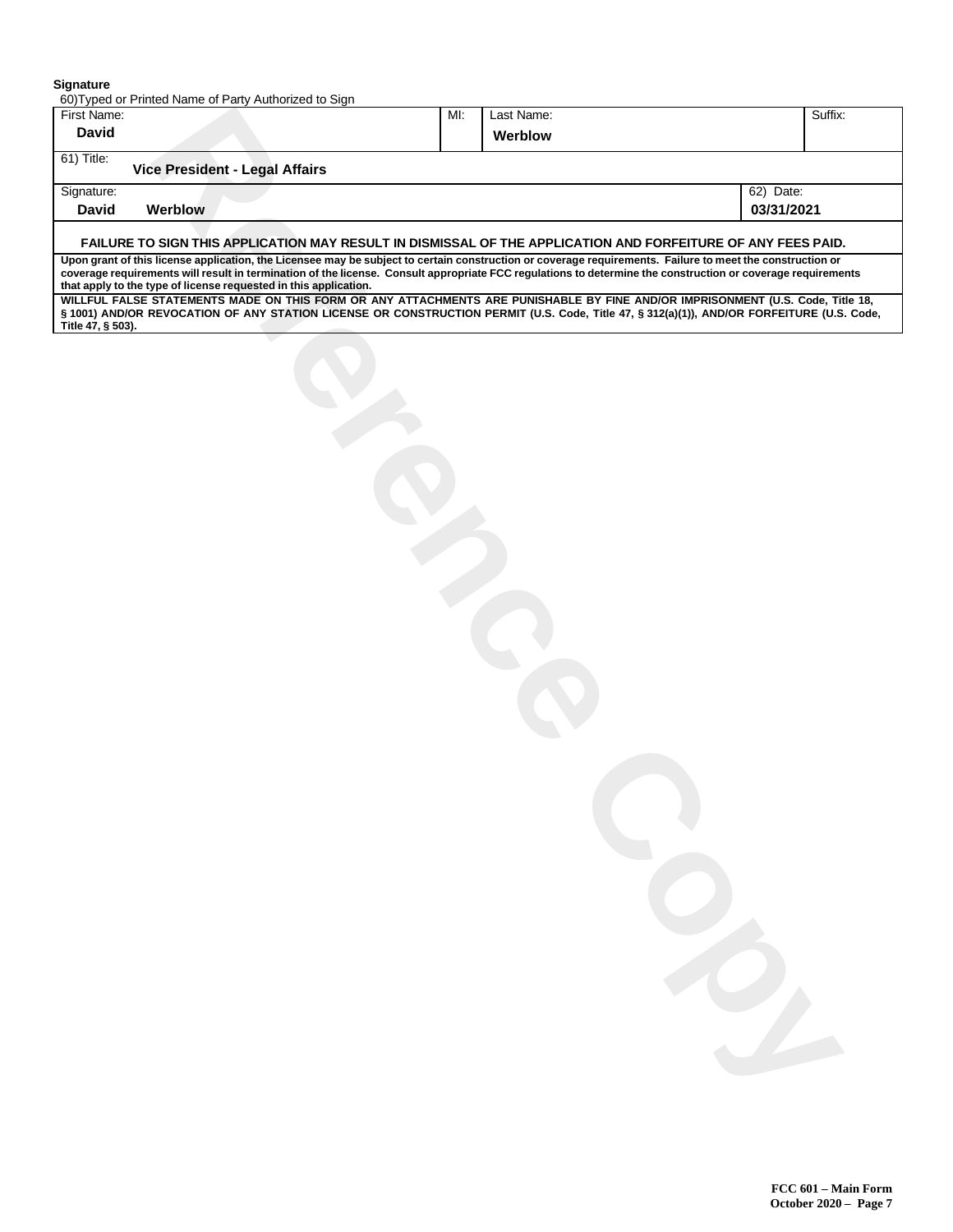**Signature**

60)Typed or Printed Name of Party Authorized to Sign

| First Name: | MI: | Last Name: | Suffix: |
|---|---|---|---|
| David | | Werblow | |

| | |
|---|---|
| 61) Title: Vice President - Legal Affairs | |
| Signature: David Werblow | 62) Date: 03/31/2021 |

**FAILURE TO SIGN THIS APPLICATION MAY RESULT IN DISMISSAL OF THE APPLICATION AND FORFEITURE OF ANY FEES PAID.**

**Upon grant of this license application, the Licensee may be subject to certain construction or coverage requirements. Failure to meet the construction or coverage requirements will result in termination of the license. Consult appropriate FCC regulations to determine the construction or coverage requirements that apply to the type of license requested in this application.**

**WILLFUL FALSE STATEMENTS MADE ON THIS FORM OR ANY ATTACHMENTS ARE PUNISHABLE BY FINE AND/OR IMPRISONMENT (U.S. Code, Title 18, § 1001) AND/OR REVOCATION OF ANY STATION LICENSE OR CONSTRUCTION PERMIT (U.S. Code, Title 47, § 312(a)(1)), AND/OR FORFEITURE (U.S. Code, Title 47, § 503).**

FCC 601 – Main Form
October 2020 – Page 7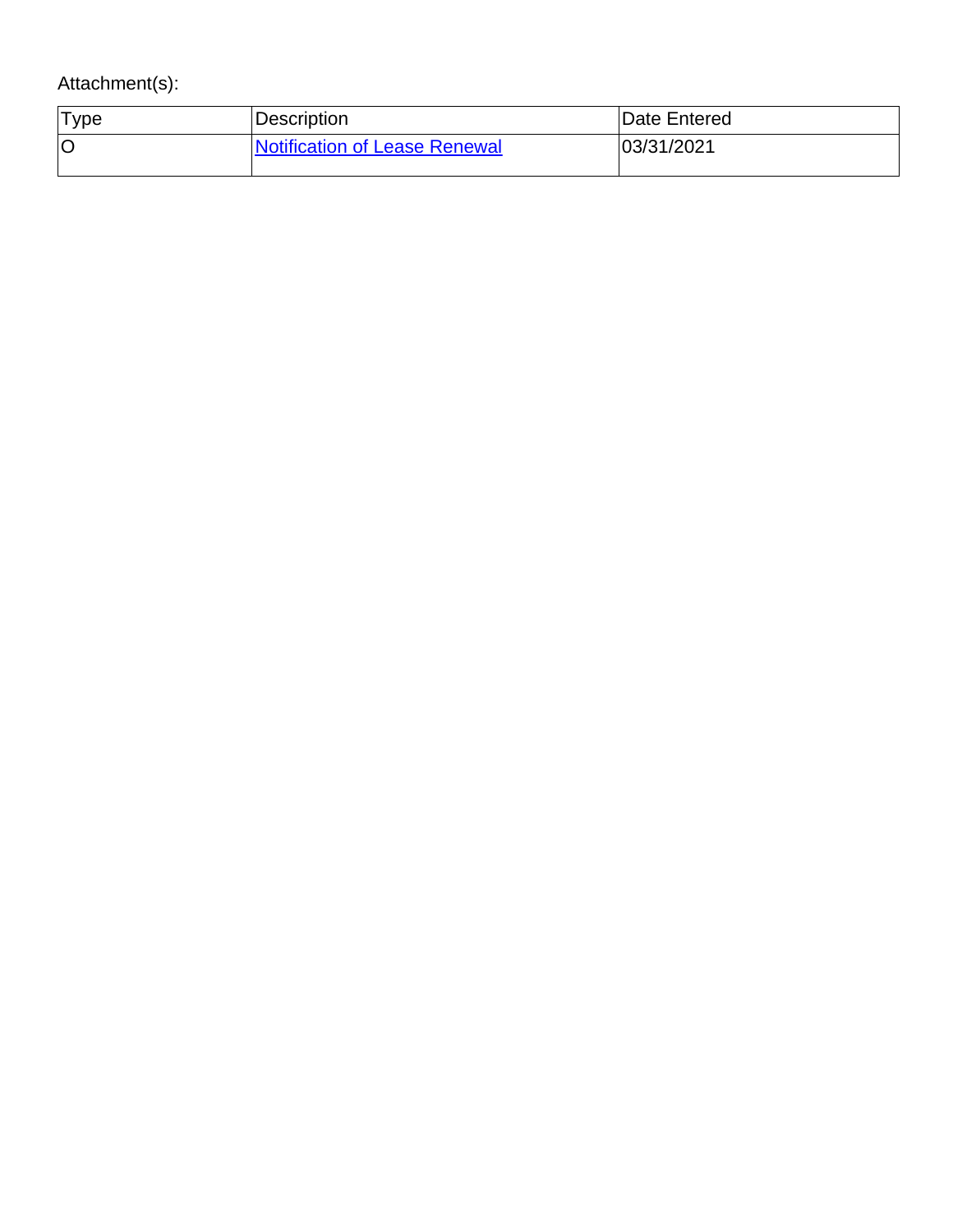Attachment(s):

| Type | Description | Date Entered |
|---|---|---|
| O | Notification of Lease Renewal | 03/31/2021 |